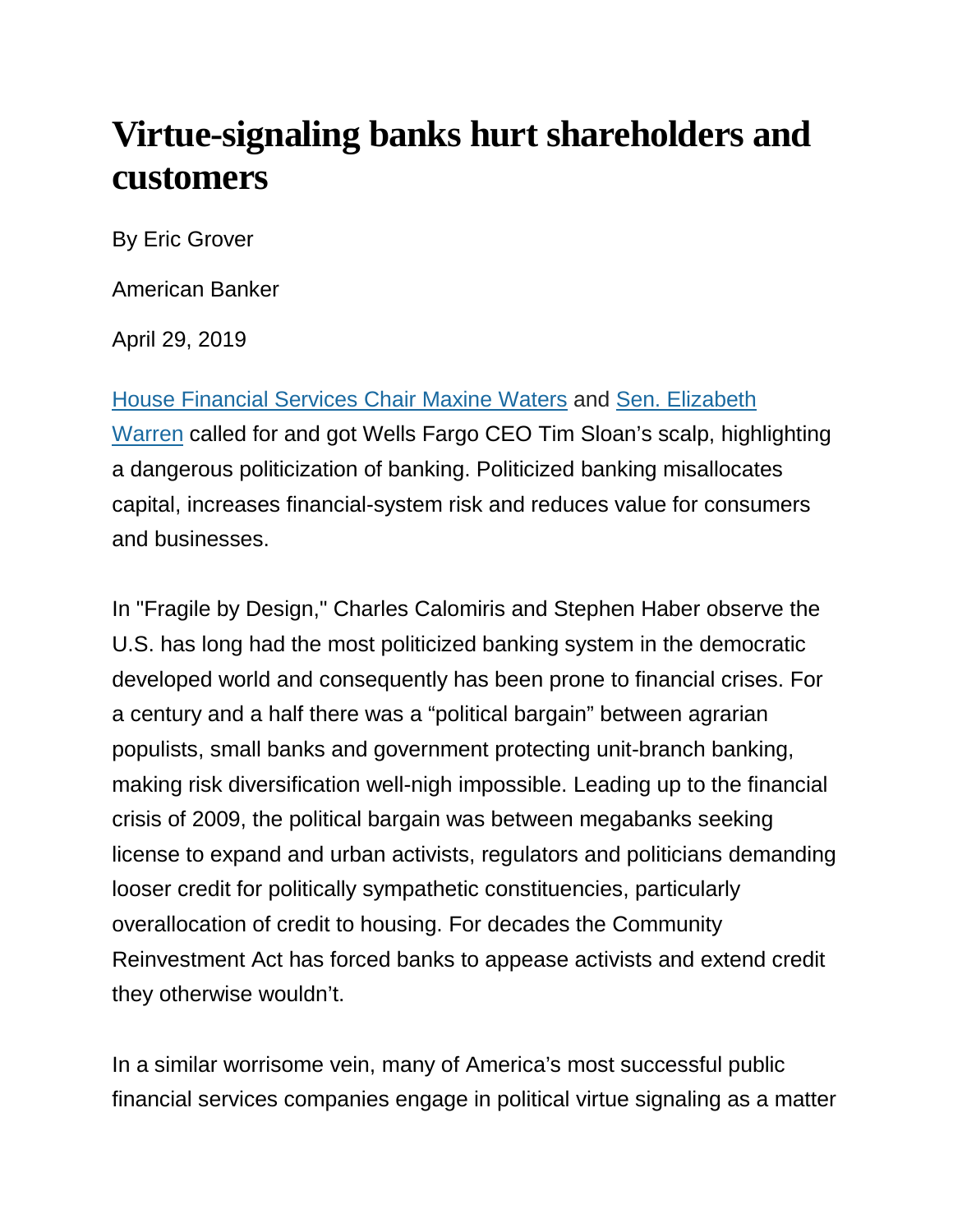# Virtue-signaling banks hurt shareholders and customers

By Eric Grover

American Banker

April 29, 2019

[House Financial Services Chair Maxine Waters](#) and [Sen. Elizabeth Warren](#) called for and got Wells Fargo CEO Tim Sloan's scalp, highlighting a dangerous politicization of banking. Politicized banking misallocates capital, increases financial-system risk and reduces value for consumers and businesses.

In "Fragile by Design," Charles Calomiris and Stephen Haber observe the U.S. has long had the most politicized banking system in the democratic developed world and consequently has been prone to financial crises. For a century and a half there was a "political bargain" between agrarian populists, small banks and government protecting unit-branch banking, making risk diversification well-nigh impossible. Leading up to the financial crisis of 2009, the political bargain was between megabanks seeking license to expand and urban activists, regulators and politicians demanding looser credit for politically sympathetic constituencies, particularly overallocation of credit to housing. For decades the Community Reinvestment Act has forced banks to appease activists and extend credit they otherwise wouldn't.

In a similar worrisome vein, many of America's most successful public financial services companies engage in political virtue signaling as a matter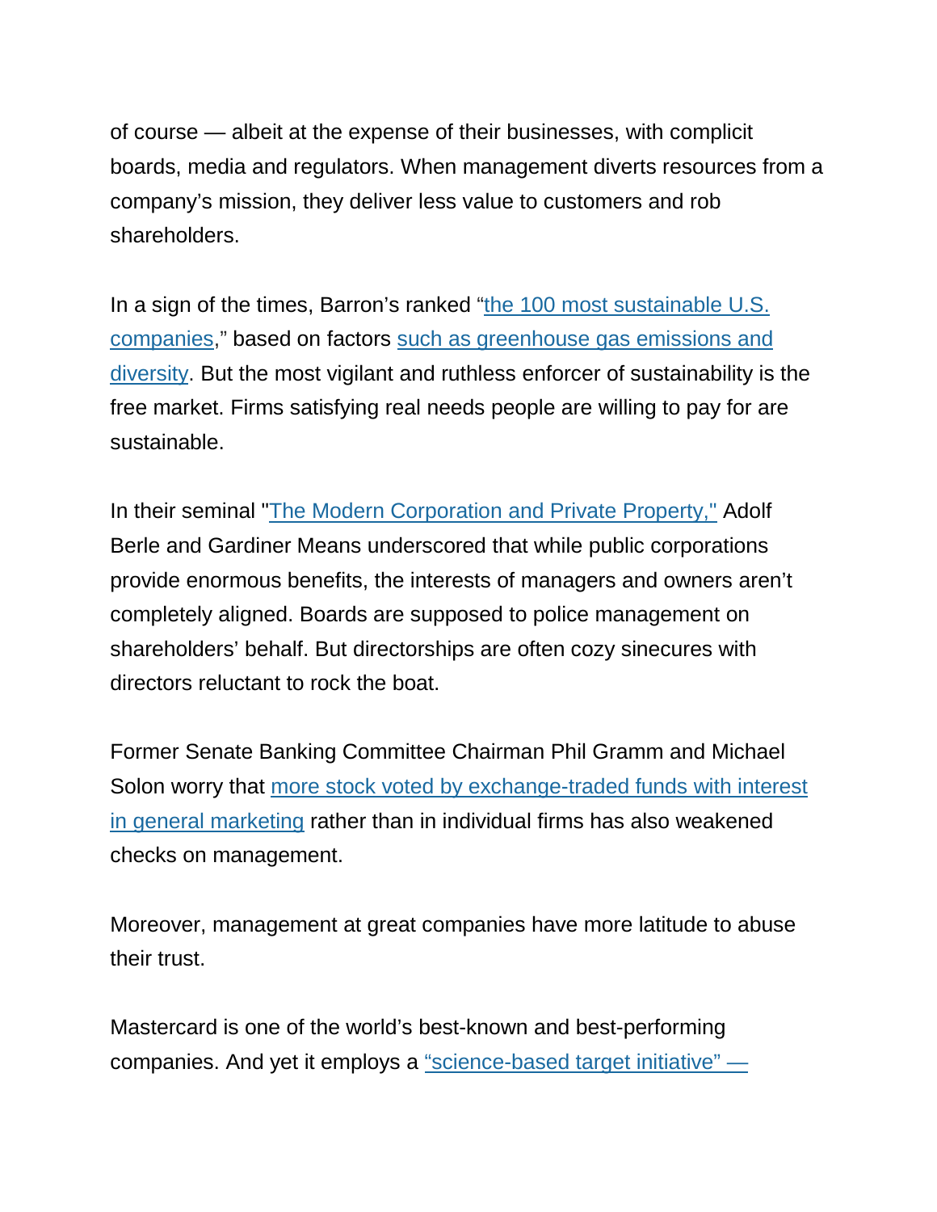of course — albeit at the expense of their businesses, with complicit boards, media and regulators. When management diverts resources from a company's mission, they deliver less value to customers and rob shareholders.

In a sign of the times, Barron's ranked "the 100 most sustainable U.S. companies," based on factors such as greenhouse gas emissions and diversity. But the most vigilant and ruthless enforcer of sustainability is the free market. Firms satisfying real needs people are willing to pay for are sustainable.

In their seminal "The Modern Corporation and Private Property," Adolf Berle and Gardiner Means underscored that while public corporations provide enormous benefits, the interests of managers and owners aren't completely aligned. Boards are supposed to police management on shareholders' behalf. But directorships are often cozy sinecures with directors reluctant to rock the boat.

Former Senate Banking Committee Chairman Phil Gramm and Michael Solon worry that more stock voted by exchange-traded funds with interest in general marketing rather than in individual firms has also weakened checks on management.

Moreover, management at great companies have more latitude to abuse their trust.

Mastercard is one of the world's best-known and best-performing companies. And yet it employs a "science-based target initiative" —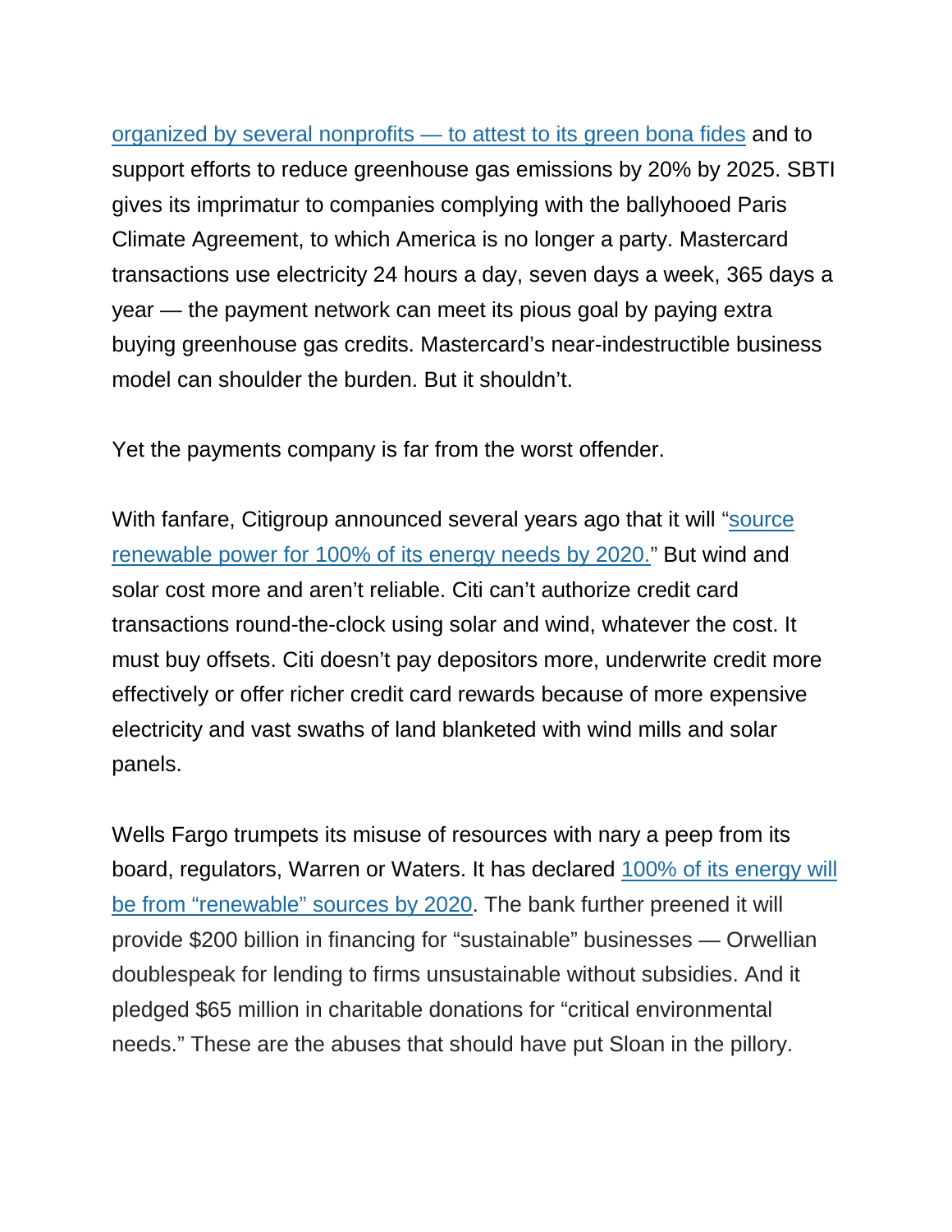organized by several nonprofits — to attest to its green bona fides and to support efforts to reduce greenhouse gas emissions by 20% by 2025. SBTI gives its imprimatur to companies complying with the ballyhooed Paris Climate Agreement, to which America is no longer a party. Mastercard transactions use electricity 24 hours a day, seven days a week, 365 days a year — the payment network can meet its pious goal by paying extra buying greenhouse gas credits. Mastercard's near-indestructible business model can shoulder the burden. But it shouldn't.

Yet the payments company is far from the worst offender.

With fanfare, Citigroup announced several years ago that it will "source renewable power for 100% of its energy needs by 2020." But wind and solar cost more and aren't reliable. Citi can't authorize credit card transactions round-the-clock using solar and wind, whatever the cost. It must buy offsets. Citi doesn't pay depositors more, underwrite credit more effectively or offer richer credit card rewards because of more expensive electricity and vast swaths of land blanketed with wind mills and solar panels.

Wells Fargo trumpets its misuse of resources with nary a peep from its board, regulators, Warren or Waters. It has declared 100% of its energy will be from "renewable" sources by 2020. The bank further preened it will provide $200 billion in financing for "sustainable" businesses — Orwellian doublespeak for lending to firms unsustainable without subsidies. And it pledged $65 million in charitable donations for "critical environmental needs." These are the abuses that should have put Sloan in the pillory.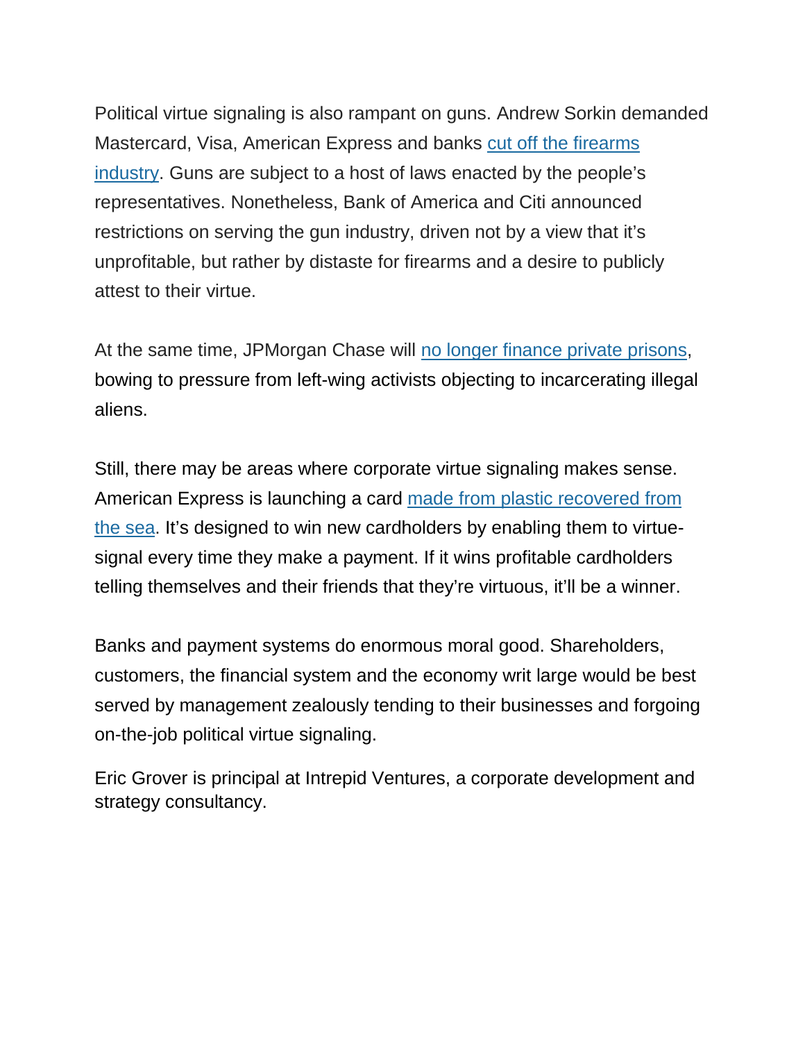Political virtue signaling is also rampant on guns. Andrew Sorkin demanded Mastercard, Visa, American Express and banks cut off the firearms industry. Guns are subject to a host of laws enacted by the people's representatives. Nonetheless, Bank of America and Citi announced restrictions on serving the gun industry, driven not by a view that it's unprofitable, but rather by distaste for firearms and a desire to publicly attest to their virtue.

At the same time, JPMorgan Chase will no longer finance private prisons, bowing to pressure from left-wing activists objecting to incarcerating illegal aliens.

Still, there may be areas where corporate virtue signaling makes sense. American Express is launching a card made from plastic recovered from the sea. It's designed to win new cardholders by enabling them to virtue-signal every time they make a payment. If it wins profitable cardholders telling themselves and their friends that they're virtuous, it'll be a winner.

Banks and payment systems do enormous moral good. Shareholders, customers, the financial system and the economy writ large would be best served by management zealously tending to their businesses and forgoing on-the-job political virtue signaling.

Eric Grover is principal at Intrepid Ventures, a corporate development and strategy consultancy.